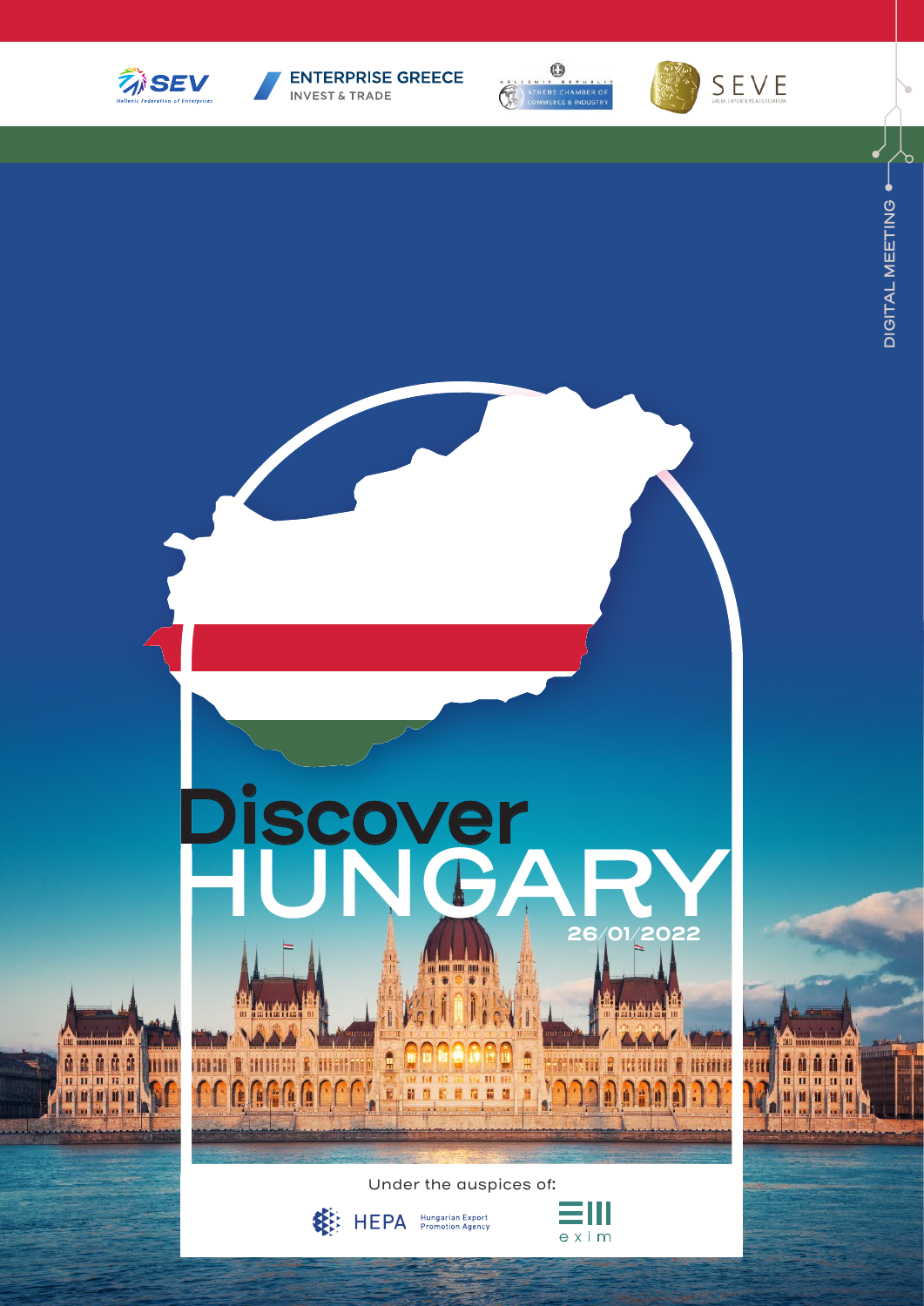SEV Hellenic Federation of Enterprises

ENTERPRISE GREECE INVEST & TRADE

HELLENIC REPUBLIC ATHENS CHAMBER OF COMMERCE & INDUSTRY

SEVE GREEK EXPORTERS ASSOCIATION

DIGITAL MEETING

# Discover HUNGARY

26/01/2022

Under the auspices of:

HEPA Hungarian Export Promotion Agency

exim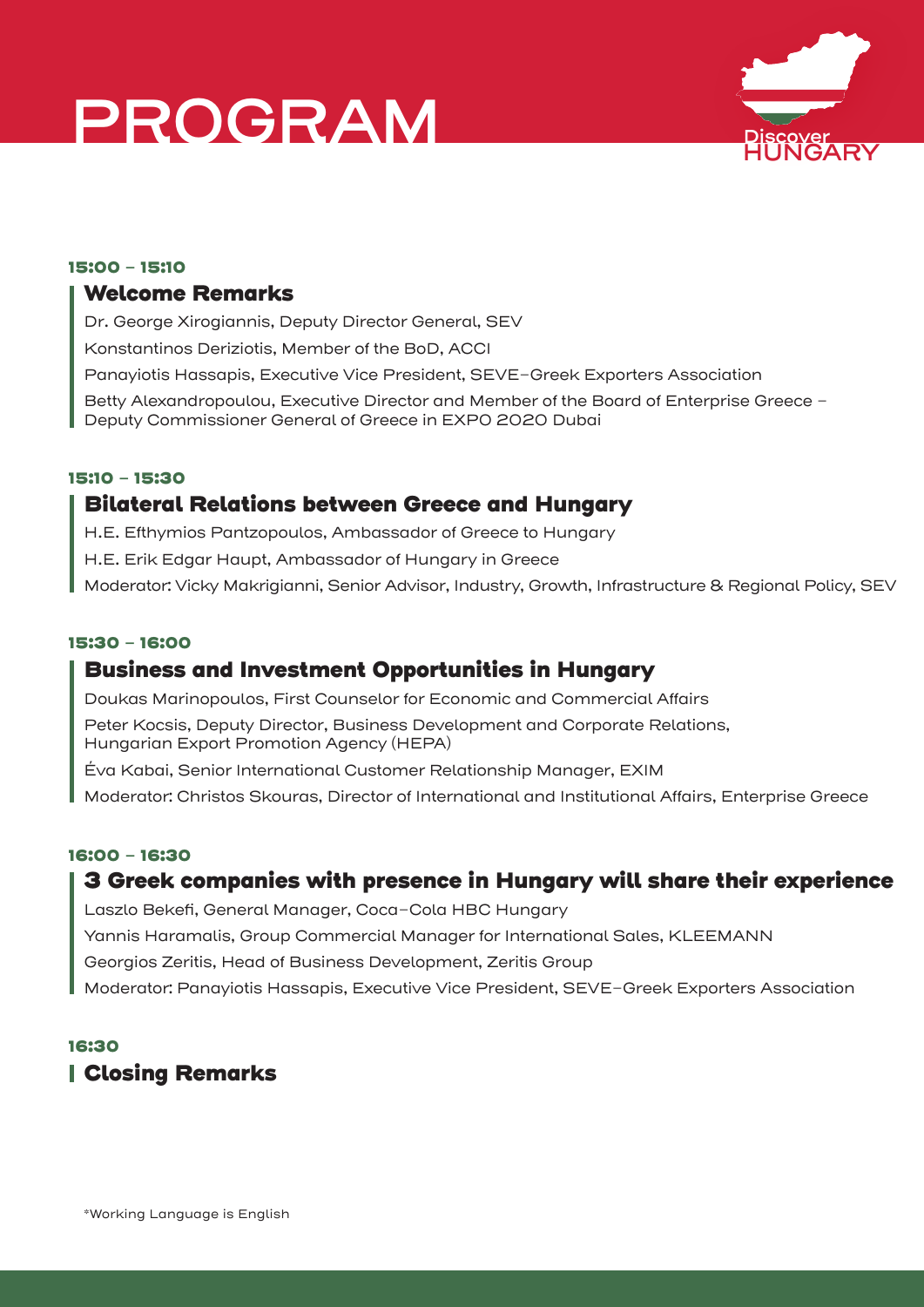# PROGRAM

Discover HUNGARY

**15:00 – 15:10**

## Welcome Remarks

Dr. George Xirogiannis, Deputy Director General, SEV

Konstantinos Deriziotis, Member of the BoD, ACCI

Panayiotis Hassapis, Executive Vice President, SEVE–Greek Exporters Association

Betty Alexandropoulou, Executive Director and Member of the Board of Enterprise Greece – Deputy Commissioner General of Greece in EXPO 2020 Dubai

**15:10 – 15:30**

## Bilateral Relations between Greece and Hungary

H.E. Efthymios Pantzopoulos, Ambassador of Greece to Hungary

H.E. Erik Edgar Haupt, Ambassador of Hungary in Greece

Moderator: Vicky Makrigianni, Senior Advisor, Industry, Growth, Infrastructure & Regional Policy, SEV

**15:30 – 16:00**

## Business and Investment Opportunities in Hungary

Doukas Marinopoulos, First Counselor for Economic and Commercial Affairs

Peter Kocsis, Deputy Director, Business Development and Corporate Relations, Hungarian Export Promotion Agency (HEPA)

Éva Kabai, Senior International Customer Relationship Manager, EXIM

Moderator: Christos Skouras, Director of International and Institutional Affairs, Enterprise Greece

**16:00 – 16:30**

## 3 Greek companies with presence in Hungary will share their experience

Laszlo Bekefi, General Manager, Coca-Cola HBC Hungary

Yannis Haramalis, Group Commercial Manager for International Sales, KLEEMANN

Georgios Zeritis, Head of Business Development, Zeritis Group

Moderator: Panayiotis Hassapis, Executive Vice President, SEVE–Greek Exporters Association

**16:30**

## Closing Remarks

*Working Language is English